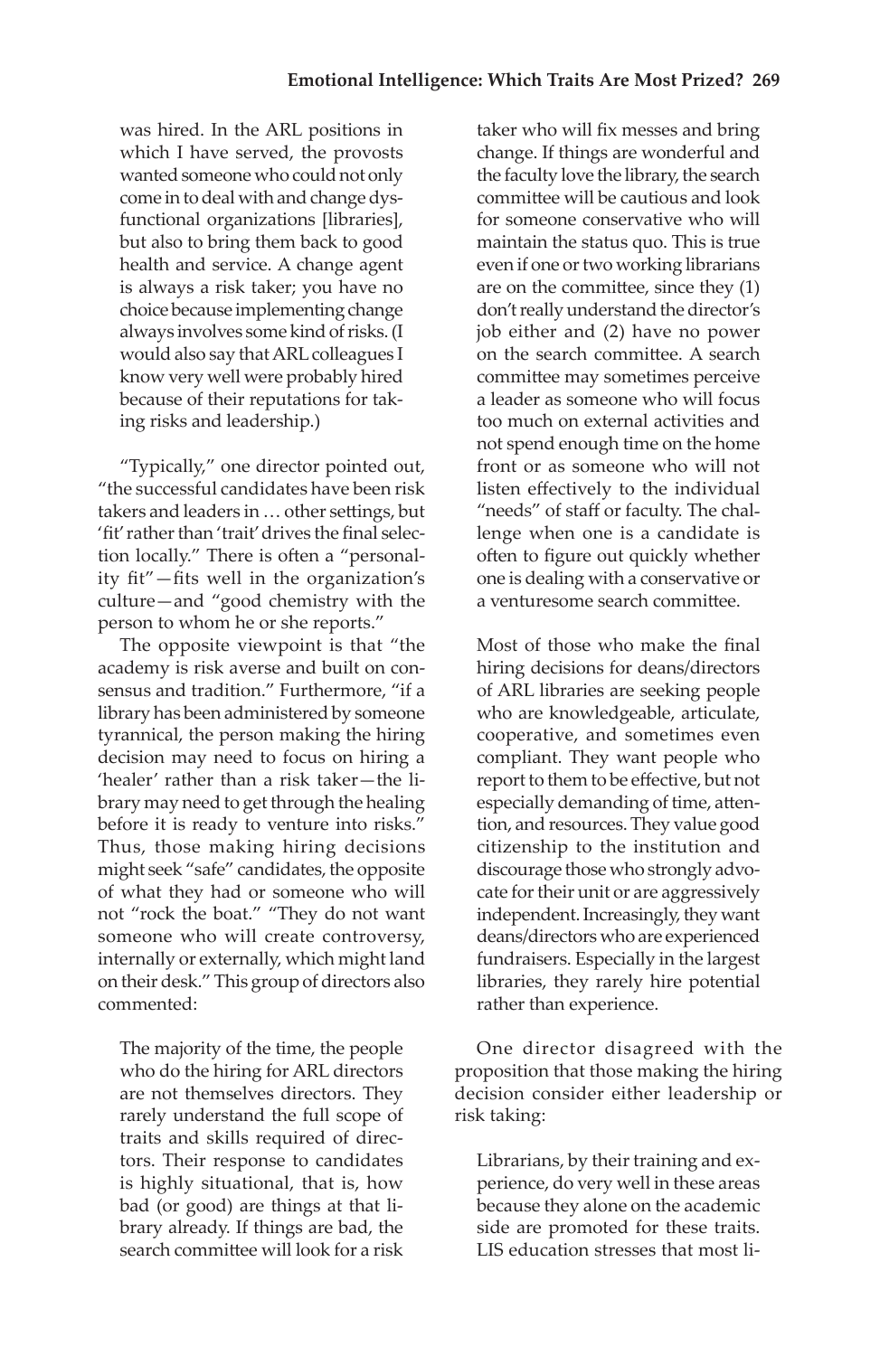was hired. In the ARL positions in which I have served, the provosts wanted someone who could not only come in to deal with and change dysfunctional organizations [libraries], but also to bring them back to good health and service. A change agent is always a risk taker; you have no choice because implementing change always involves some kind of risks. (I would also say that ARL colleagues I know very well were probably hired because of their reputations for taking risks and leadership.)

"Typically," one director pointed out, "the successful candidates have been risk takers and leaders in … other settings, but 'fit' rather than 'trait' drives the final selection locally." There is often a "personality fit"—fits well in the organization's culture—and "good chemistry with the person to whom he or she reports."

The opposite viewpoint is that "the academy is risk averse and built on consensus and tradition." Furthermore, "if a library has been administered by someone tyrannical, the person making the hiring decision may need to focus on hiring a 'healer' rather than a risk taker—the library may need to get through the healing before it is ready to venture into risks." Thus, those making hiring decisions might seek "safe" candidates, the opposite of what they had or someone who will not "rock the boat." "They do not want someone who will create controversy, internally or externally, which might land on their desk." This group of directors also commented:

> The majority of the time, the people who do the hiring for ARL directors are not themselves directors. They rarely understand the full scope of traits and skills required of directors. Their response to candidates is highly situational, that is, how bad (or good) are things at that library already. If things are bad, the search committee will look for a risk taker who will fix messes and bring change. If things are wonderful and the faculty love the library, the search committee will be cautious and look for someone conservative who will maintain the status quo. This is true even if one or two working librarians are on the committee, since they (1) don't really understand the director's job either and (2) have no power on the search committee. A search committee may sometimes perceive a leader as someone who will focus too much on external activities and not spend enough time on the home front or as someone who will not listen effectively to the individual "needs" of staff or faculty. The challenge when one is a candidate is often to figure out quickly whether one is dealing with a conservative or a venturesome search committee.
>
> Most of those who make the final hiring decisions for deans/directors of ARL libraries are seeking people who are knowledgeable, articulate, cooperative, and sometimes even compliant. They want people who report to them to be effective, but not especially demanding of time, attention, and resources. They value good citizenship to the institution and discourage those who strongly advocate for their unit or are aggressively independent. Increasingly, they want deans/directors who are experienced fundraisers. Especially in the largest libraries, they rarely hire potential rather than experience.

One director disagreed with the proposition that those making the hiring decision consider either leadership or risk taking:

> Librarians, by their training and experience, do very well in these areas because they alone on the academic side are promoted for these traits. LIS education stresses that most li-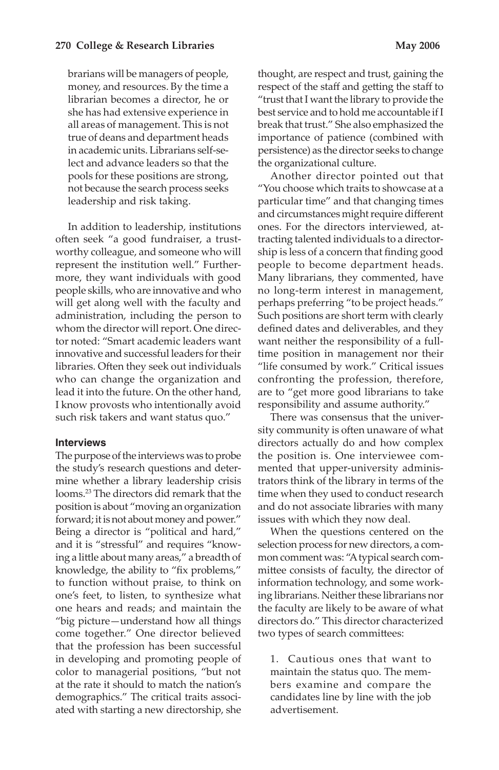brarians will be managers of people, money, and resources. By the time a librarian becomes a director, he or she has had extensive experience in all areas of management. This is not true of deans and department heads in academic units. Librarians self-select and advance leaders so that the pools for these positions are strong, not because the search process seeks leadership and risk taking.

In addition to leadership, institutions often seek "a good fundraiser, a trustworthy colleague, and someone who will represent the institution well." Furthermore, they want individuals with good people skills, who are innovative and who will get along well with the faculty and administration, including the person to whom the director will report. One director noted: "Smart academic leaders want innovative and successful leaders for their libraries. Often they seek out individuals who can change the organization and lead it into the future. On the other hand, I know provosts who intentionally avoid such risk takers and want status quo."

### Interviews

The purpose of the interviews was to probe the study's research questions and determine whether a library leadership crisis looms.[23] The directors did remark that the position is about "moving an organization forward; it is not about money and power." Being a director is "political and hard," and it is "stressful" and requires "knowing a little about many areas," a breadth of knowledge, the ability to "fix problems," to function without praise, to think on one's feet, to listen, to synthesize what one hears and reads; and maintain the "big picture—understand how all things come together." One director believed that the profession has been successful in developing and promoting people of color to managerial positions, "but not at the rate it should to match the nation's demographics." The critical traits associated with starting a new directorship, she thought, are respect and trust, gaining the respect of the staff and getting the staff to "trust that I want the library to provide the best service and to hold me accountable if I break that trust." She also emphasized the importance of patience (combined with persistence) as the director seeks to change the organizational culture.

Another director pointed out that "You choose which traits to showcase at a particular time" and that changing times and circumstances might require different ones. For the directors interviewed, attracting talented individuals to a directorship is less of a concern that finding good people to become department heads. Many librarians, they commented, have no long-term interest in management, perhaps preferring "to be project heads." Such positions are short term with clearly defined dates and deliverables, and they want neither the responsibility of a full-time position in management nor their "life consumed by work." Critical issues confronting the profession, therefore, are to "get more good librarians to take responsibility and assume authority."

There was consensus that the university community is often unaware of what directors actually do and how complex the position is. One interviewee commented that upper-university administrators think of the library in terms of the time when they used to conduct research and do not associate libraries with many issues with which they now deal.

When the questions centered on the selection process for new directors, a common comment was: "A typical search committee consists of faculty, the director of information technology, and some working librarians. Neither these librarians nor the faculty are likely to be aware of what directors do." This director characterized two types of search committees:

1. Cautious ones that want to maintain the status quo. The members examine and compare the candidates line by line with the job advertisement.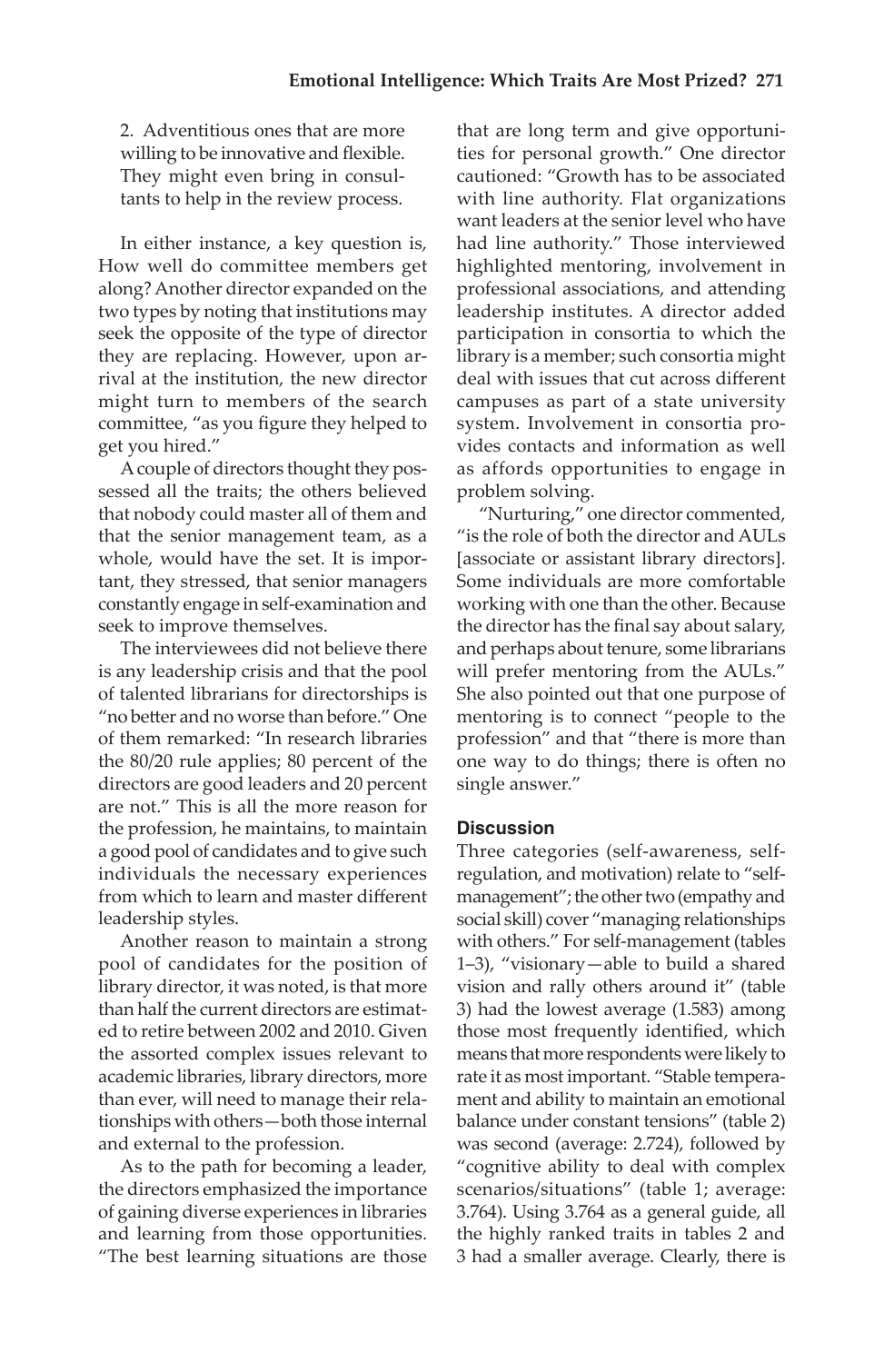2. Adventitious ones that are more willing to be innovative and flexible. They might even bring in consultants to help in the review process.

In either instance, a key question is, How well do committee members get along? Another director expanded on the two types by noting that institutions may seek the opposite of the type of director they are replacing. However, upon arrival at the institution, the new director might turn to members of the search committee, "as you figure they helped to get you hired."

A couple of directors thought they possessed all the traits; the others believed that nobody could master all of them and that the senior management team, as a whole, would have the set. It is important, they stressed, that senior managers constantly engage in self-examination and seek to improve themselves.

The interviewees did not believe there is any leadership crisis and that the pool of talented librarians for directorships is "no better and no worse than before." One of them remarked: "In research libraries the 80/20 rule applies; 80 percent of the directors are good leaders and 20 percent are not." This is all the more reason for the profession, he maintains, to maintain a good pool of candidates and to give such individuals the necessary experiences from which to learn and master different leadership styles.

Another reason to maintain a strong pool of candidates for the position of library director, it was noted, is that more than half the current directors are estimated to retire between 2002 and 2010. Given the assorted complex issues relevant to academic libraries, library directors, more than ever, will need to manage their relationships with others—both those internal and external to the profession.

As to the path for becoming a leader, the directors emphasized the importance of gaining diverse experiences in libraries and learning from those opportunities. "The best learning situations are those that are long term and give opportunities for personal growth." One director cautioned: "Growth has to be associated with line authority. Flat organizations want leaders at the senior level who have had line authority." Those interviewed highlighted mentoring, involvement in professional associations, and attending leadership institutes. A director added participation in consortia to which the library is a member; such consortia might deal with issues that cut across different campuses as part of a state university system. Involvement in consortia provides contacts and information as well as affords opportunities to engage in problem solving.

"Nurturing," one director commented, "is the role of both the director and AULs [associate or assistant library directors]. Some individuals are more comfortable working with one than the other. Because the director has the final say about salary, and perhaps about tenure, some librarians will prefer mentoring from the AULs." She also pointed out that one purpose of mentoring is to connect "people to the profession" and that "there is more than one way to do things; there is often no single answer."

## Discussion

Three categories (self-awareness, self-regulation, and motivation) relate to "self-management"; the other two (empathy and social skill) cover "managing relationships with others." For self-management (tables 1–3), "visionary—able to build a shared vision and rally others around it" (table 3) had the lowest average (1.583) among those most frequently identified, which means that more respondents were likely to rate it as most important. "Stable temperament and ability to maintain an emotional balance under constant tensions" (table 2) was second (average: 2.724), followed by "cognitive ability to deal with complex scenarios/situations" (table 1; average: 3.764). Using 3.764 as a general guide, all the highly ranked traits in tables 2 and 3 had a smaller average. Clearly, there is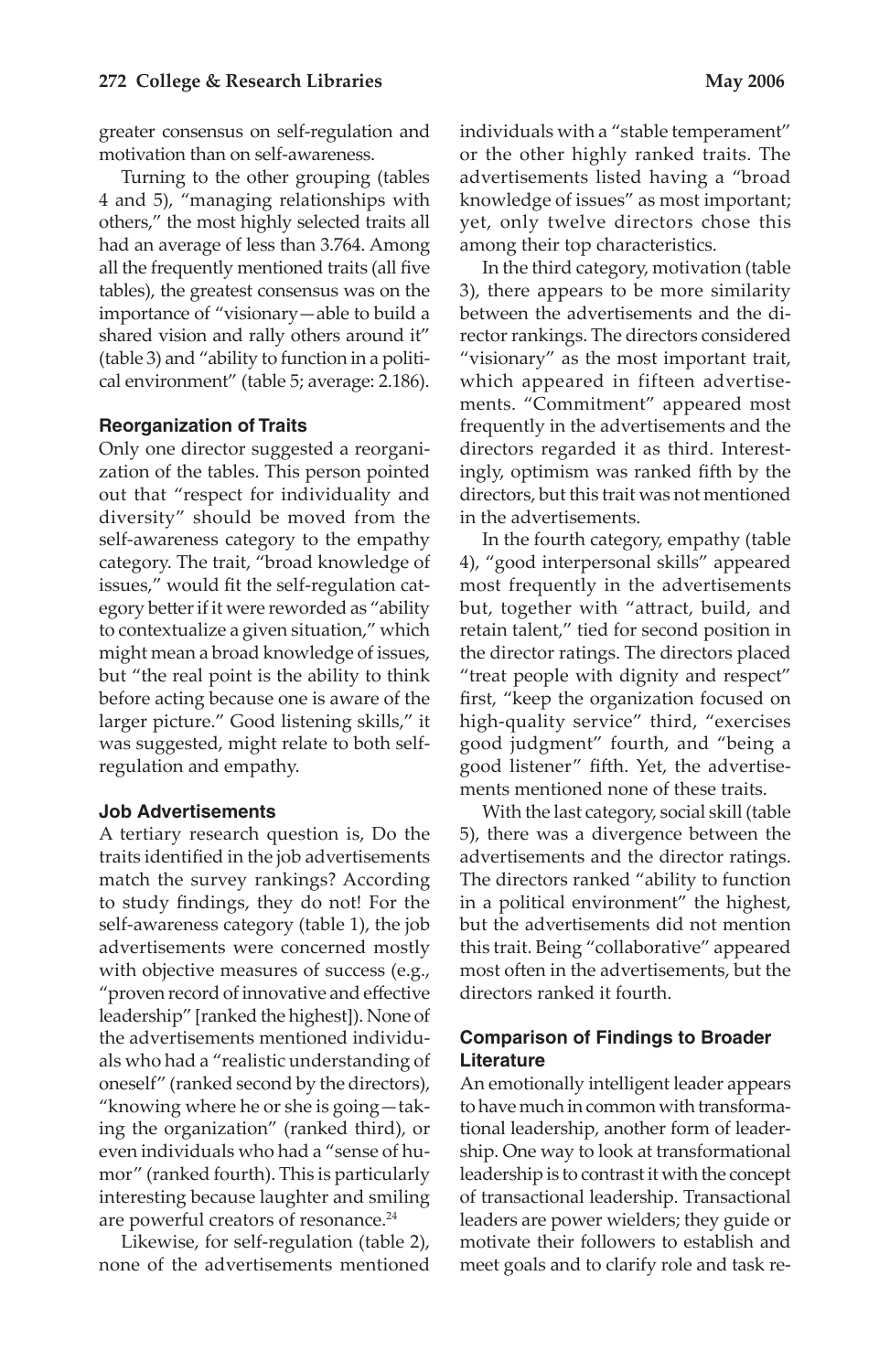greater consensus on self-regulation and motivation than on self-awareness.

Turning to the other grouping (tables 4 and 5), "managing relationships with others," the most highly selected traits all had an average of less than 3.764. Among all the frequently mentioned traits (all five tables), the greatest consensus was on the importance of "visionary—able to build a shared vision and rally others around it" (table 3) and "ability to function in a political environment" (table 5; average: 2.186).

### Reorganization of Traits

Only one director suggested a reorganization of the tables. This person pointed out that "respect for individuality and diversity" should be moved from the self-awareness category to the empathy category. The trait, "broad knowledge of issues," would fit the self-regulation category better if it were reworded as "ability to contextualize a given situation," which might mean a broad knowledge of issues, but "the real point is the ability to think before acting because one is aware of the larger picture." Good listening skills," it was suggested, might relate to both self-regulation and empathy.

### Job Advertisements

A tertiary research question is, Do the traits identified in the job advertisements match the survey rankings? According to study findings, they do not! For the self-awareness category (table 1), the job advertisements were concerned mostly with objective measures of success (e.g., "proven record of innovative and effective leadership" [ranked the highest]). None of the advertisements mentioned individuals who had a "realistic understanding of oneself" (ranked second by the directors), "knowing where he or she is going—taking the organization" (ranked third), or even individuals who had a "sense of humor" (ranked fourth). This is particularly interesting because laughter and smiling are powerful creators of resonance.[24]

Likewise, for self-regulation (table 2), none of the advertisements mentioned individuals with a "stable temperament" or the other highly ranked traits. The advertisements listed having a "broad knowledge of issues" as most important; yet, only twelve directors chose this among their top characteristics.

In the third category, motivation (table 3), there appears to be more similarity between the advertisements and the director rankings. The directors considered "visionary" as the most important trait, which appeared in fifteen advertisements. "Commitment" appeared most frequently in the advertisements and the directors regarded it as third. Interestingly, optimism was ranked fifth by the directors, but this trait was not mentioned in the advertisements.

In the fourth category, empathy (table 4), "good interpersonal skills" appeared most frequently in the advertisements but, together with "attract, build, and retain talent," tied for second position in the director ratings. The directors placed "treat people with dignity and respect" first, "keep the organization focused on high-quality service" third, "exercises good judgment" fourth, and "being a good listener" fifth. Yet, the advertisements mentioned none of these traits.

With the last category, social skill (table 5), there was a divergence between the advertisements and the director ratings. The directors ranked "ability to function in a political environment" the highest, but the advertisements did not mention this trait. Being "collaborative" appeared most often in the advertisements, but the directors ranked it fourth.

### Comparison of Findings to Broader Literature

An emotionally intelligent leader appears to have much in common with transformational leadership, another form of leadership. One way to look at transformational leadership is to contrast it with the concept of transactional leadership. Transactional leaders are power wielders; they guide or motivate their followers to establish and meet goals and to clarify role and task re-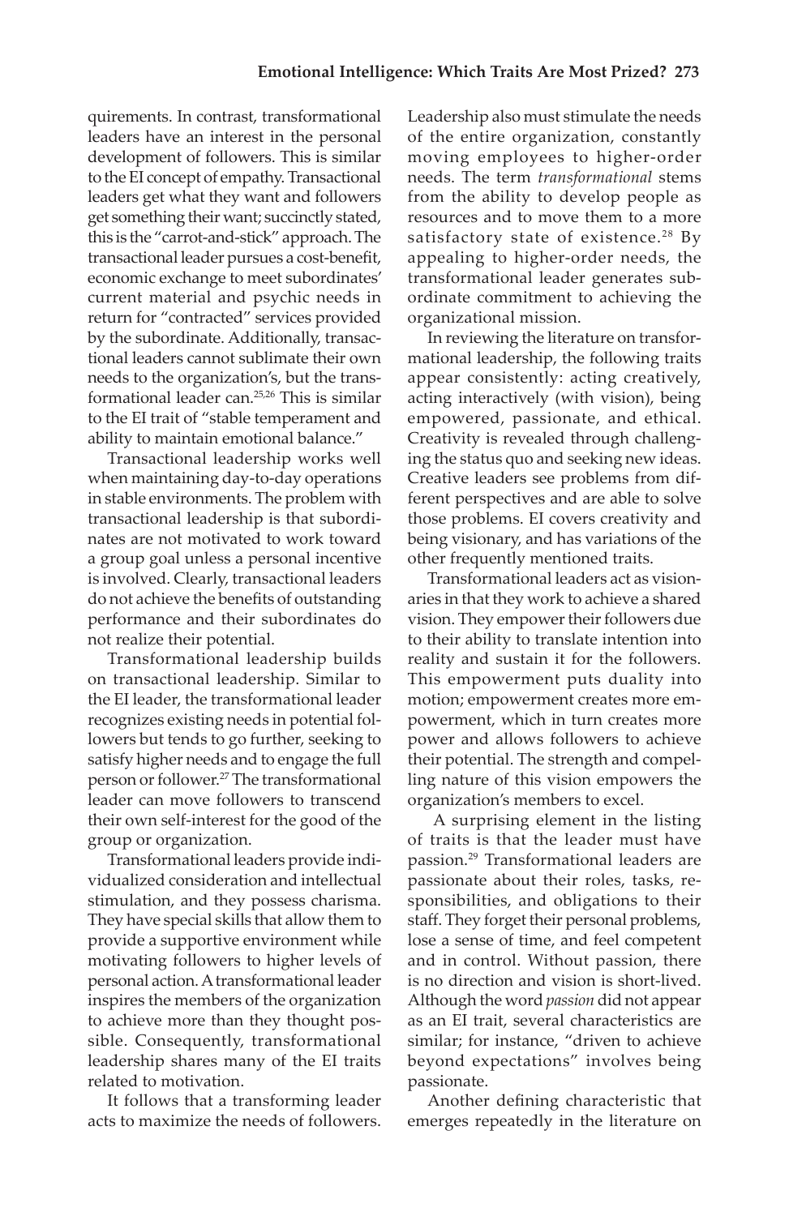quirements. In contrast, transformational leaders have an interest in the personal development of followers. This is similar to the EI concept of empathy. Transactional leaders get what they want and followers get something their want; succinctly stated, this is the "carrot-and-stick" approach. The transactional leader pursues a cost-benefit, economic exchange to meet subordinates' current material and psychic needs in return for "contracted" services provided by the subordinate. Additionally, transactional leaders cannot sublimate their own needs to the organization's, but the transformational leader can.[25,26] This is similar to the EI trait of "stable temperament and ability to maintain emotional balance."

Transactional leadership works well when maintaining day-to-day operations in stable environments. The problem with transactional leadership is that subordinates are not motivated to work toward a group goal unless a personal incentive is involved. Clearly, transactional leaders do not achieve the benefits of outstanding performance and their subordinates do not realize their potential.

Transformational leadership builds on transactional leadership. Similar to the EI leader, the transformational leader recognizes existing needs in potential followers but tends to go further, seeking to satisfy higher needs and to engage the full person or follower.[27] The transformational leader can move followers to transcend their own self-interest for the good of the group or organization.

Transformational leaders provide individualized consideration and intellectual stimulation, and they possess charisma. They have special skills that allow them to provide a supportive environment while motivating followers to higher levels of personal action. A transformational leader inspires the members of the organization to achieve more than they thought possible. Consequently, transformational leadership shares many of the EI traits related to motivation.

It follows that a transforming leader acts to maximize the needs of followers. Leadership also must stimulate the needs of the entire organization, constantly moving employees to higher-order needs. The term *transformational* stems from the ability to develop people as resources and to move them to a more satisfactory state of existence.[28] By appealing to higher-order needs, the transformational leader generates subordinate commitment to achieving the organizational mission.

In reviewing the literature on transformational leadership, the following traits appear consistently: acting creatively, acting interactively (with vision), being empowered, passionate, and ethical. Creativity is revealed through challenging the status quo and seeking new ideas. Creative leaders see problems from different perspectives and are able to solve those problems. EI covers creativity and being visionary, and has variations of the other frequently mentioned traits.

Transformational leaders act as visionaries in that they work to achieve a shared vision. They empower their followers due to their ability to translate intention into reality and sustain it for the followers. This empowerment puts duality into motion; empowerment creates more empowerment, which in turn creates more power and allows followers to achieve their potential. The strength and compelling nature of this vision empowers the organization's members to excel.

A surprising element in the listing of traits is that the leader must have passion.[29] Transformational leaders are passionate about their roles, tasks, responsibilities, and obligations to their staff. They forget their personal problems, lose a sense of time, and feel competent and in control. Without passion, there is no direction and vision is short-lived. Although the word *passion* did not appear as an EI trait, several characteristics are similar; for instance, "driven to achieve beyond expectations" involves being passionate.

Another defining characteristic that emerges repeatedly in the literature on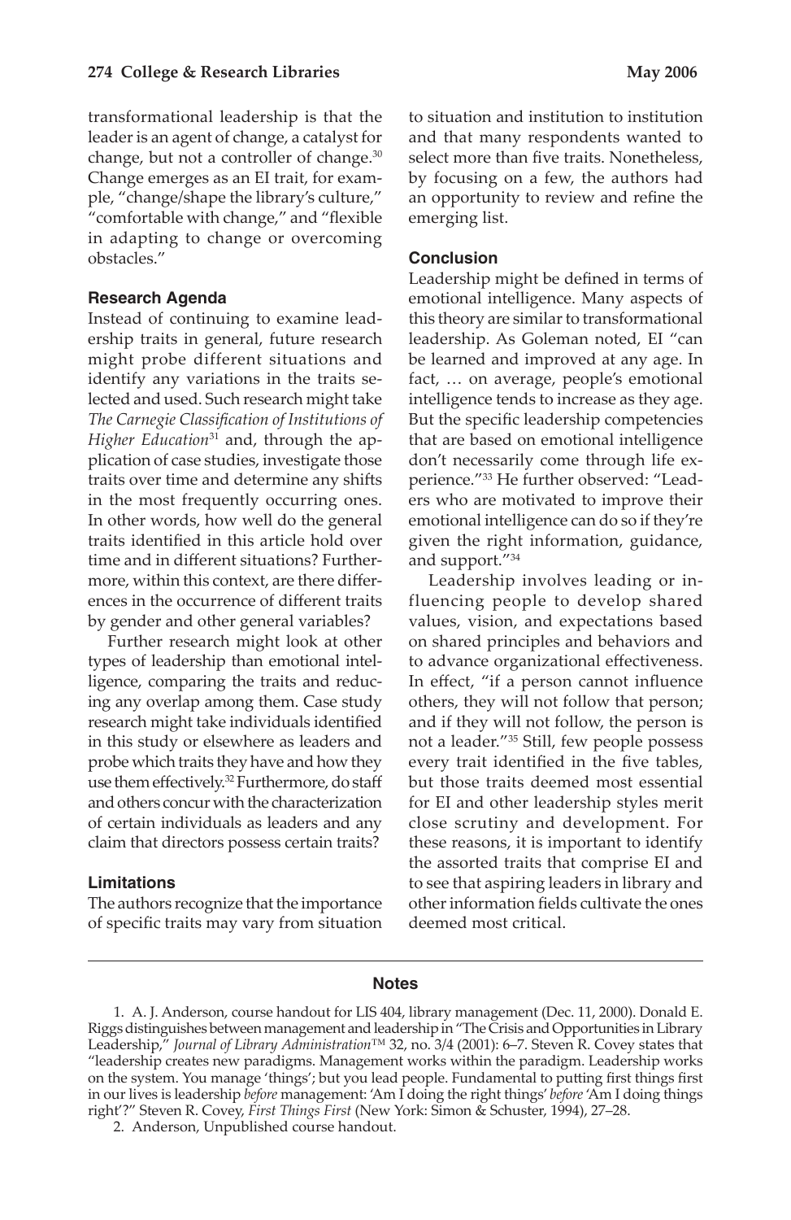transformational leadership is that the leader is an agent of change, a catalyst for change, but not a controller of change.[30] Change emerges as an EI trait, for example, "change/shape the library's culture," "comfortable with change," and "flexible in adapting to change or overcoming obstacles."

### Research Agenda

Instead of continuing to examine leadership traits in general, future research might probe different situations and identify any variations in the traits selected and used. Such research might take *The Carnegie Classification of Institutions of Higher Education*[31] and, through the application of case studies, investigate those traits over time and determine any shifts in the most frequently occurring ones. In other words, how well do the general traits identified in this article hold over time and in different situations? Furthermore, within this context, are there differences in the occurrence of different traits by gender and other general variables?

Further research might look at other types of leadership than emotional intelligence, comparing the traits and reducing any overlap among them. Case study research might take individuals identified in this study or elsewhere as leaders and probe which traits they have and how they use them effectively.[32] Furthermore, do staff and others concur with the characterization of certain individuals as leaders and any claim that directors possess certain traits?

### Limitations

The authors recognize that the importance of specific traits may vary from situation to situation and institution to institution and that many respondents wanted to select more than five traits. Nonetheless, by focusing on a few, the authors had an opportunity to review and refine the emerging list.

### Conclusion

Leadership might be defined in terms of emotional intelligence. Many aspects of this theory are similar to transformational leadership. As Goleman noted, EI "can be learned and improved at any age. In fact, … on average, people's emotional intelligence tends to increase as they age. But the specific leadership competencies that are based on emotional intelligence don't necessarily come through life experience."[33] He further observed: "Leaders who are motivated to improve their emotional intelligence can do so if they're given the right information, guidance, and support."[34]

Leadership involves leading or influencing people to develop shared values, vision, and expectations based on shared principles and behaviors and to advance organizational effectiveness. In effect, "if a person cannot influence others, they will not follow that person; and if they will not follow, the person is not a leader."[35] Still, few people possess every trait identified in the five tables, but those traits deemed most essential for EI and other leadership styles merit close scrutiny and development. For these reasons, it is important to identify the assorted traits that comprise EI and to see that aspiring leaders in library and other information fields cultivate the ones deemed most critical.

### Notes

1. A. J. Anderson, course handout for LIS 404, library management (Dec. 11, 2000). Donald E. Riggs distinguishes between management and leadership in "The Crisis and Opportunities in Library Leadership," *Journal of Library Administration™* 32, no. 3/4 (2001): 6–7. Steven R. Covey states that "leadership creates new paradigms. Management works within the paradigm. Leadership works on the system. You manage 'things'; but you lead people. Fundamental to putting first things first in our lives is leadership *before* management: 'Am I doing the right things' *before* 'Am I doing things right'?" Steven R. Covey, *First Things First* (New York: Simon & Schuster, 1994), 27–28.

2. Anderson, Unpublished course handout.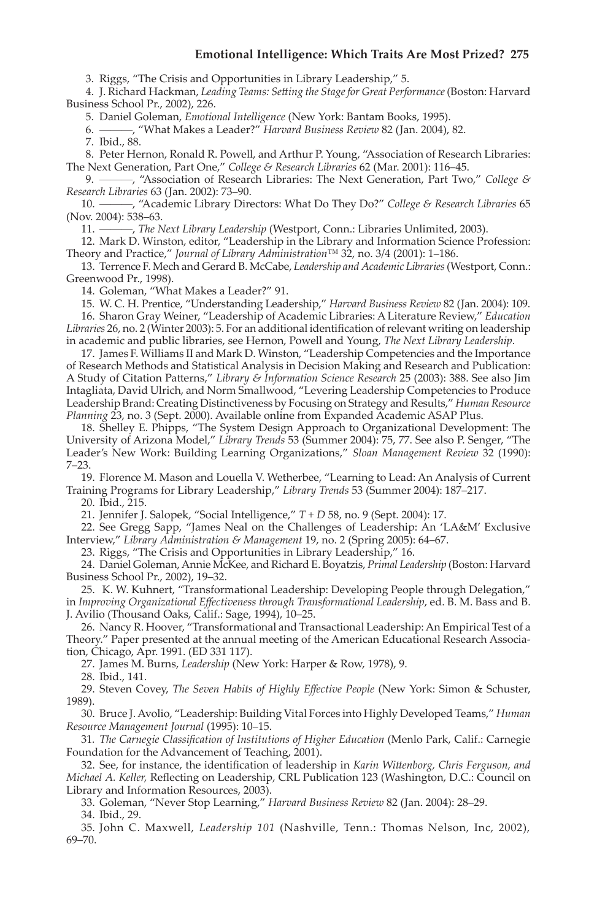3. Riggs, "The Crisis and Opportunities in Library Leadership," 5.

4. J. Richard Hackman, *Leading Teams: Setting the Stage for Great Performance* (Boston: Harvard Business School Pr., 2002), 226.

5. Daniel Goleman, *Emotional Intelligence* (New York: Bantam Books, 1995).

6. ———, "What Makes a Leader?" *Harvard Business Review* 82 (Jan. 2004), 82.

7. Ibid., 88.

8. Peter Hernon, Ronald R. Powell, and Arthur P. Young, "Association of Research Libraries: The Next Generation, Part One," *College & Research Libraries* 62 (Mar. 2001): 116–45.

9. ———, "Association of Research Libraries: The Next Generation, Part Two," *College & Research Libraries* 63 (Jan. 2002): 73–90.

10. ———, "Academic Library Directors: What Do They Do?" *College & Research Libraries* 65 (Nov. 2004): 538–63.

11. ———, *The Next Library Leadership* (Westport, Conn.: Libraries Unlimited, 2003).

12. Mark D. Winston, editor, "Leadership in the Library and Information Science Profession: Theory and Practice," *Journal of Library Administration™* 32, no. 3/4 (2001): 1–186.

13. Terrence F. Mech and Gerard B. McCabe, *Leadership and Academic Libraries* (Westport, Conn.: Greenwood Pr., 1998).

14. Goleman, "What Makes a Leader?" 91.

15. W. C. H. Prentice, "Understanding Leadership," *Harvard Business Review* 82 (Jan. 2004): 109.

16. Sharon Gray Weiner, "Leadership of Academic Libraries: A Literature Review," *Education Libraries* 26, no. 2 (Winter 2003): 5. For an additional identification of relevant writing on leadership in academic and public libraries, see Hernon, Powell and Young, *The Next Library Leadership*.

17. James F. Williams II and Mark D. Winston, "Leadership Competencies and the Importance of Research Methods and Statistical Analysis in Decision Making and Research and Publication: A Study of Citation Patterns," *Library & Information Science Research* 25 (2003): 388. See also Jim Intagliata, David Ulrich, and Norm Smallwood, "Levering Leadership Competencies to Produce Leadership Brand: Creating Distinctiveness by Focusing on Strategy and Results," *Human Resource Planning* 23, no. 3 (Sept. 2000). Available online from Expanded Academic ASAP Plus.

18. Shelley E. Phipps, "The System Design Approach to Organizational Development: The University of Arizona Model," *Library Trends* 53 (Summer 2004): 75, 77. See also P. Senger, "The Leader's New Work: Building Learning Organizations," *Sloan Management Review* 32 (1990): 7–23.

19. Florence M. Mason and Louella V. Wetherbee, "Learning to Lead: An Analysis of Current Training Programs for Library Leadership," *Library Trends* 53 (Summer 2004): 187–217.

20. Ibid., 215.

21. Jennifer J. Salopek, "Social Intelligence," *T + D* 58, no. 9 (Sept. 2004): 17.

22. See Gregg Sapp, "James Neal on the Challenges of Leadership: An 'LA&M' Exclusive Interview," *Library Administration & Management* 19, no. 2 (Spring 2005): 64–67.

23. Riggs, "The Crisis and Opportunities in Library Leadership," 16.

24. Daniel Goleman, Annie McKee, and Richard E. Boyatzis, *Primal Leadership* (Boston: Harvard Business School Pr., 2002), 19–32.

25. K. W. Kuhnert, "Transformational Leadership: Developing People through Delegation," in *Improving Organizational Effectiveness through Transformational Leadership*, ed. B. M. Bass and B. J. Avilio (Thousand Oaks, Calif.: Sage, 1994), 10–25.

26. Nancy R. Hoover, "Transformational and Transactional Leadership: An Empirical Test of a Theory." Paper presented at the annual meeting of the American Educational Research Association, Chicago, Apr. 1991. (ED 331 117).

27. James M. Burns, *Leadership* (New York: Harper & Row, 1978), 9.

28. Ibid., 141.

29. Steven Covey, *The Seven Habits of Highly Effective People* (New York: Simon & Schuster, 1989).

30. Bruce J. Avolio, "Leadership: Building Vital Forces into Highly Developed Teams," *Human Resource Management Journal* (1995): 10–15.

31. *The Carnegie Classification of Institutions of Higher Education* (Menlo Park, Calif.: Carnegie Foundation for the Advancement of Teaching, 2001).

32. See, for instance, the identification of leadership in *Karin Wittenborg, Chris Ferguson, and Michael A. Keller,* Reflecting on Leadership, CRL Publication 123 (Washington, D.C.: Council on Library and Information Resources, 2003).

33. Goleman, "Never Stop Learning," *Harvard Business Review* 82 (Jan. 2004): 28–29.

34. Ibid., 29.

35. John C. Maxwell, *Leadership 101* (Nashville, Tenn.: Thomas Nelson, Inc, 2002), 69–70.